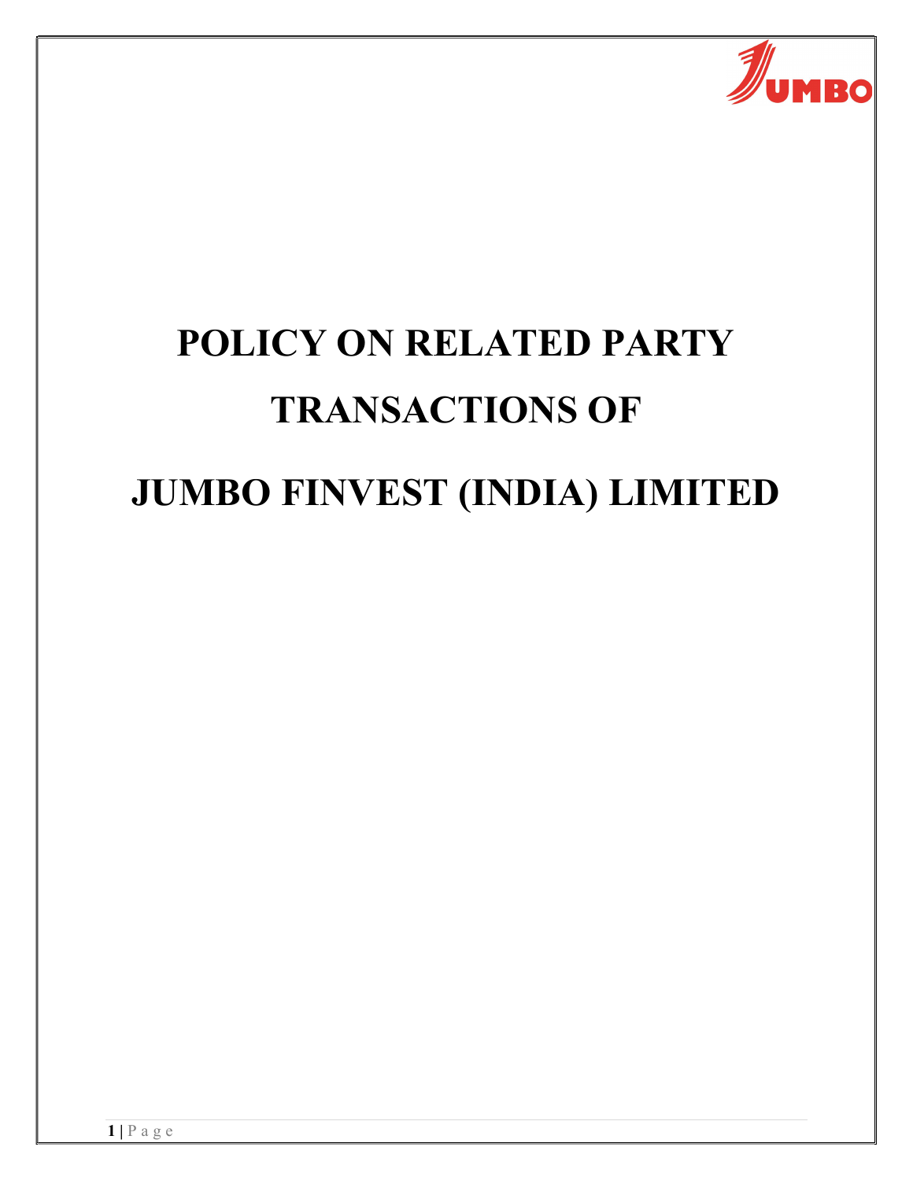# POLICY ON RELATED PARTY TRANSACTIONS OF

# JUMBO FINVEST (INDIA) LIMITED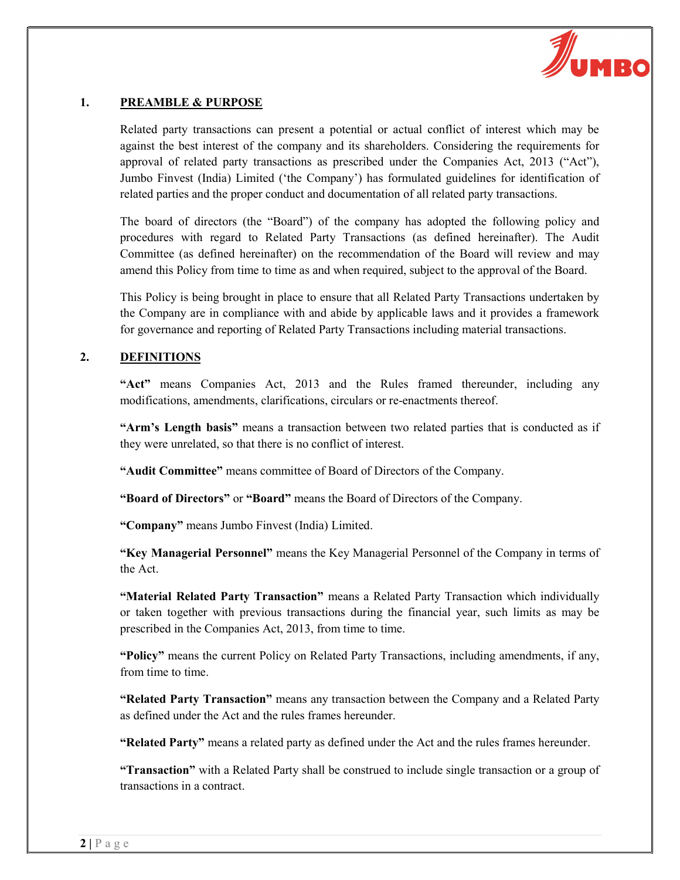## 1. PREAMBLE & PURPOSE

Related party transactions can present a potential or actual conflict of interest which may be against the best interest of the company and its shareholders. Considering the requirements for approval of related party transactions as prescribed under the Companies Act, 2013 ("Act"), Jumbo Finvest (India) Limited ('the Company') has formulated guidelines for identification of related parties and the proper conduct and documentation of all related party transactions.

The board of directors (the "Board") of the company has adopted the following policy and procedures with regard to Related Party Transactions (as defined hereinafter). The Audit Committee (as defined hereinafter) on the recommendation of the Board will review and may amend this Policy from time to time as and when required, subject to the approval of the Board.

This Policy is being brought in place to ensure that all Related Party Transactions undertaken by the Company are in compliance with and abide by applicable laws and it provides a framework for governance and reporting of Related Party Transactions including material transactions.

## 2. DEFINITIONS

**"Act"** means Companies Act, 2013 and the Rules framed thereunder, including any modifications, amendments, clarifications, circulars or re-enactments thereof.

**"Arm's Length basis"** means a transaction between two related parties that is conducted as if they were unrelated, so that there is no conflict of interest.

**"Audit Committee"** means committee of Board of Directors of the Company.

**"Board of Directors"** or **"Board"** means the Board of Directors of the Company.

**"Company"** means Jumbo Finvest (India) Limited.

**"Key Managerial Personnel"** means the Key Managerial Personnel of the Company in terms of the Act.

**"Material Related Party Transaction"** means a Related Party Transaction which individually or taken together with previous transactions during the financial year, such limits as may be prescribed in the Companies Act, 2013, from time to time.

**"Policy"** means the current Policy on Related Party Transactions, including amendments, if any, from time to time.

**"Related Party Transaction"** means any transaction between the Company and a Related Party as defined under the Act and the rules frames hereunder.

**"Related Party"** means a related party as defined under the Act and the rules frames hereunder.

**"Transaction"** with a Related Party shall be construed to include single transaction or a group of transactions in a contract.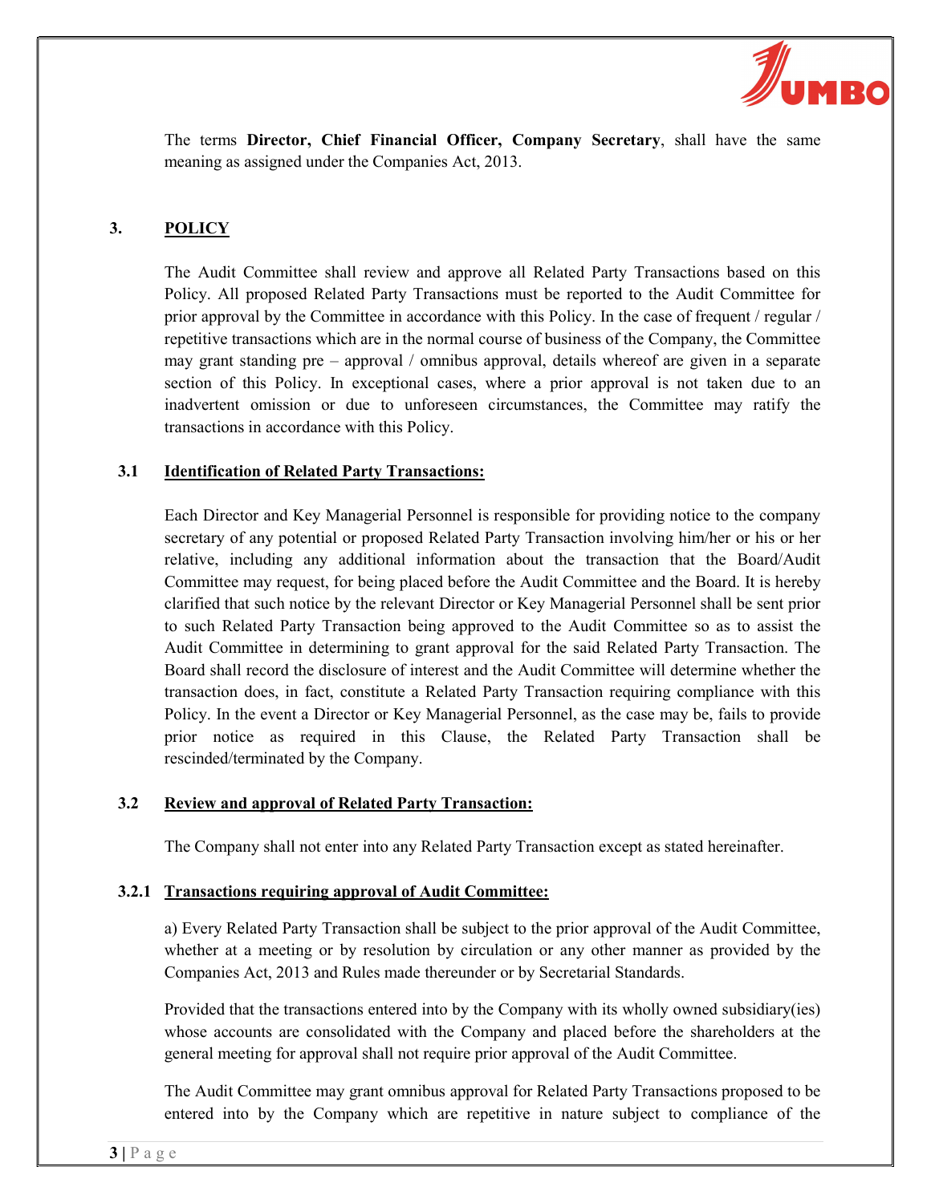The terms **Director, Chief Financial Officer, Company Secretary**, shall have the same meaning as assigned under the Companies Act, 2013.

## 3. POLICY

The Audit Committee shall review and approve all Related Party Transactions based on this Policy. All proposed Related Party Transactions must be reported to the Audit Committee for prior approval by the Committee in accordance with this Policy. In the case of frequent / regular / repetitive transactions which are in the normal course of business of the Company, the Committee may grant standing pre – approval / omnibus approval, details whereof are given in a separate section of this Policy. In exceptional cases, where a prior approval is not taken due to an inadvertent omission or due to unforeseen circumstances, the Committee may ratify the transactions in accordance with this Policy.

### 3.1 Identification of Related Party Transactions:

Each Director and Key Managerial Personnel is responsible for providing notice to the company secretary of any potential or proposed Related Party Transaction involving him/her or his or her relative, including any additional information about the transaction that the Board/Audit Committee may request, for being placed before the Audit Committee and the Board. It is hereby clarified that such notice by the relevant Director or Key Managerial Personnel shall be sent prior to such Related Party Transaction being approved to the Audit Committee so as to assist the Audit Committee in determining to grant approval for the said Related Party Transaction. The Board shall record the disclosure of interest and the Audit Committee will determine whether the transaction does, in fact, constitute a Related Party Transaction requiring compliance with this Policy. In the event a Director or Key Managerial Personnel, as the case may be, fails to provide prior notice as required in this Clause, the Related Party Transaction shall be rescinded/terminated by the Company.

### 3.2 Review and approval of Related Party Transaction:

The Company shall not enter into any Related Party Transaction except as stated hereinafter.

#### 3.2.1 Transactions requiring approval of Audit Committee:

a) Every Related Party Transaction shall be subject to the prior approval of the Audit Committee, whether at a meeting or by resolution by circulation or any other manner as provided by the Companies Act, 2013 and Rules made thereunder or by Secretarial Standards.

Provided that the transactions entered into by the Company with its wholly owned subsidiary(ies) whose accounts are consolidated with the Company and placed before the shareholders at the general meeting for approval shall not require prior approval of the Audit Committee.

The Audit Committee may grant omnibus approval for Related Party Transactions proposed to be entered into by the Company which are repetitive in nature subject to compliance of the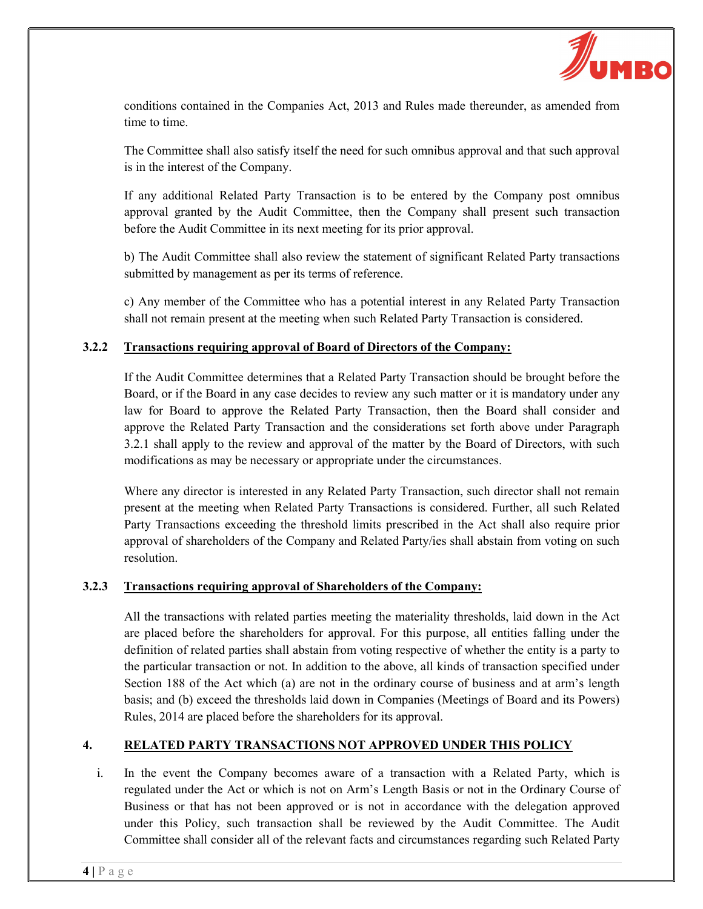conditions contained in the Companies Act, 2013 and Rules made thereunder, as amended from time to time.

The Committee shall also satisfy itself the need for such omnibus approval and that such approval is in the interest of the Company.

If any additional Related Party Transaction is to be entered by the Company post omnibus approval granted by the Audit Committee, then the Company shall present such transaction before the Audit Committee in its next meeting for its prior approval.

b) The Audit Committee shall also review the statement of significant Related Party transactions submitted by management as per its terms of reference.

c) Any member of the Committee who has a potential interest in any Related Party Transaction shall not remain present at the meeting when such Related Party Transaction is considered.

### 3.2.2 <u>Transactions requiring approval of Board of Directors of the Company:</u>

If the Audit Committee determines that a Related Party Transaction should be brought before the Board, or if the Board in any case decides to review any such matter or it is mandatory under any law for Board to approve the Related Party Transaction, then the Board shall consider and approve the Related Party Transaction and the considerations set forth above under Paragraph 3.2.1 shall apply to the review and approval of the matter by the Board of Directors, with such modifications as may be necessary or appropriate under the circumstances.

Where any director is interested in any Related Party Transaction, such director shall not remain present at the meeting when Related Party Transactions is considered. Further, all such Related Party Transactions exceeding the threshold limits prescribed in the Act shall also require prior approval of shareholders of the Company and Related Party/ies shall abstain from voting on such resolution.

### 3.2.3 <u>Transactions requiring approval of Shareholders of the Company:</u>

All the transactions with related parties meeting the materiality thresholds, laid down in the Act are placed before the shareholders for approval. For this purpose, all entities falling under the definition of related parties shall abstain from voting respective of whether the entity is a party to the particular transaction or not. In addition to the above, all kinds of transaction specified under Section 188 of the Act which (a) are not in the ordinary course of business and at arm's length basis; and (b) exceed the thresholds laid down in Companies (Meetings of Board and its Powers) Rules, 2014 are placed before the shareholders for its approval.

## 4. <u>RELATED PARTY TRANSACTIONS NOT APPROVED UNDER THIS POLICY</u>

i. In the event the Company becomes aware of a transaction with a Related Party, which is regulated under the Act or which is not on Arm's Length Basis or not in the Ordinary Course of Business or that has not been approved or is not in accordance with the delegation approved under this Policy, such transaction shall be reviewed by the Audit Committee. The Audit Committee shall consider all of the relevant facts and circumstances regarding such Related Party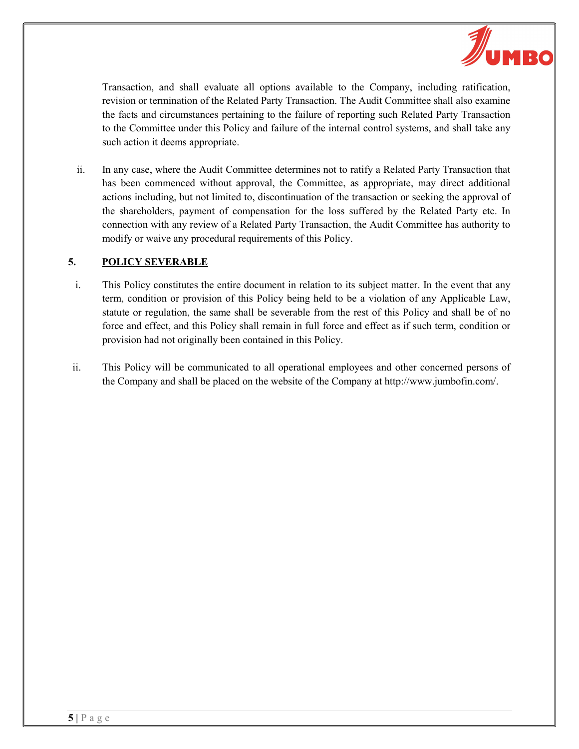Transaction, and shall evaluate all options available to the Company, including ratification, revision or termination of the Related Party Transaction. The Audit Committee shall also examine the facts and circumstances pertaining to the failure of reporting such Related Party Transaction to the Committee under this Policy and failure of the internal control systems, and shall take any such action it deems appropriate.

ii. In any case, where the Audit Committee determines not to ratify a Related Party Transaction that has been commenced without approval, the Committee, as appropriate, may direct additional actions including, but not limited to, discontinuation of the transaction or seeking the approval of the shareholders, payment of compensation for the loss suffered by the Related Party etc. In connection with any review of a Related Party Transaction, the Audit Committee has authority to modify or waive any procedural requirements of this Policy.

## 5. POLICY SEVERABLE

i. This Policy constitutes the entire document in relation to its subject matter. In the event that any term, condition or provision of this Policy being held to be a violation of any Applicable Law, statute or regulation, the same shall be severable from the rest of this Policy and shall be of no force and effect, and this Policy shall remain in full force and effect as if such term, condition or provision had not originally been contained in this Policy.

ii. This Policy will be communicated to all operational employees and other concerned persons of the Company and shall be placed on the website of the Company at http://www.jumbofin.com/.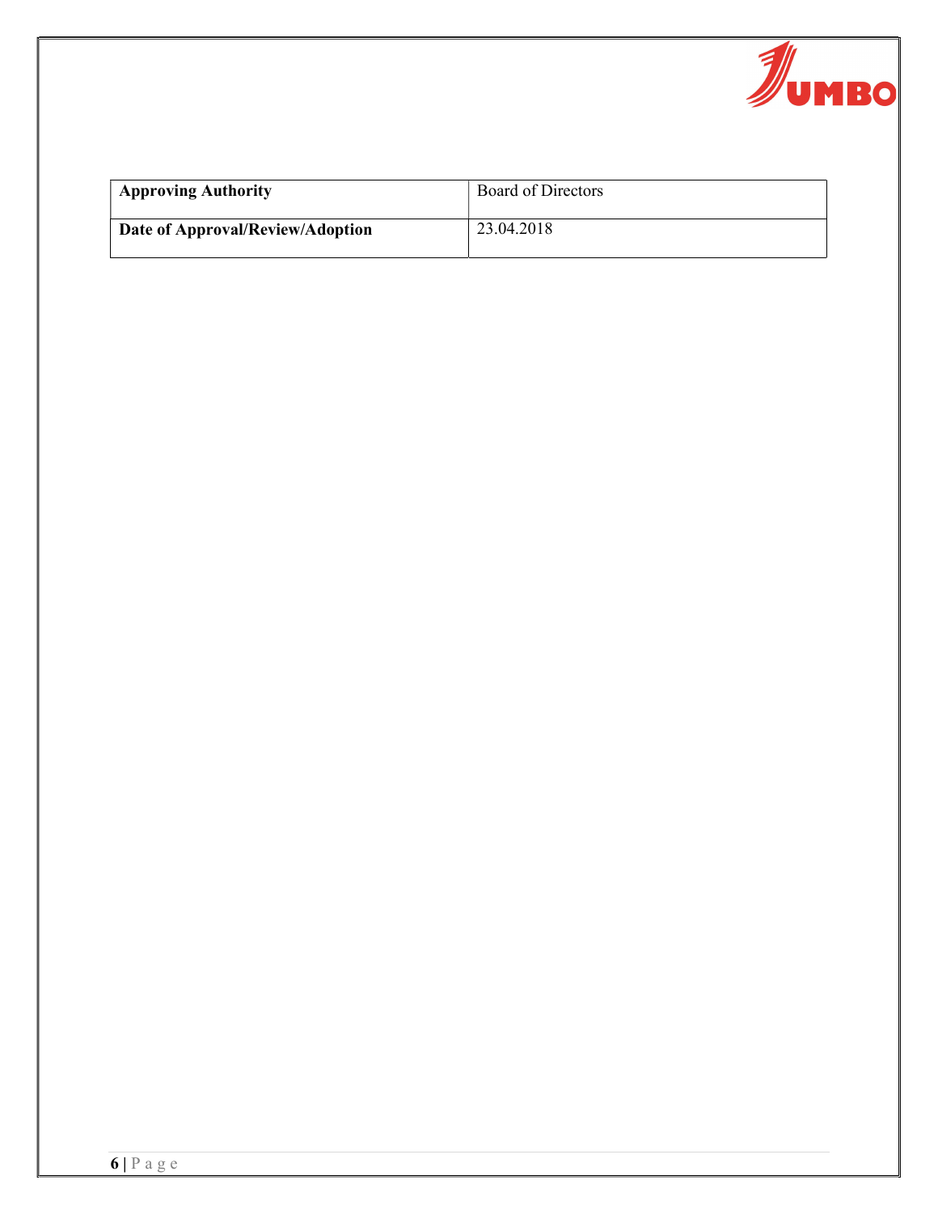| | |
|---|---|
| **Approving Authority** | Board of Directors |
| **Date of Approval/Review/Adoption** | 23.04.2018 |